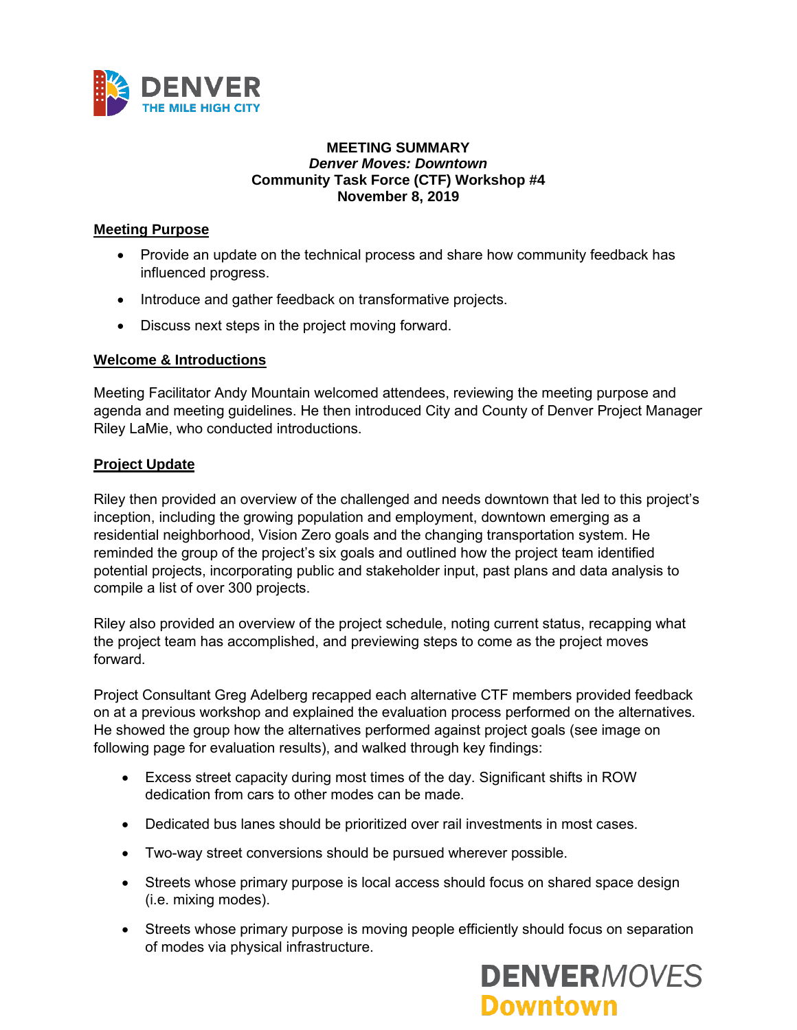**MEETING SUMMARY**
***Denver Moves: Downtown***
**Community Task Force (CTF) Workshop #4**
**November 8, 2019**

## Meeting Purpose

- Provide an update on the technical process and share how community feedback has influenced progress.
- Introduce and gather feedback on transformative projects.
- Discuss next steps in the project moving forward.

## Welcome & Introductions

Meeting Facilitator Andy Mountain welcomed attendees, reviewing the meeting purpose and agenda and meeting guidelines. He then introduced City and County of Denver Project Manager Riley LaMie, who conducted introductions.

## Project Update

Riley then provided an overview of the challenged and needs downtown that led to this project's inception, including the growing population and employment, downtown emerging as a residential neighborhood, Vision Zero goals and the changing transportation system. He reminded the group of the project's six goals and outlined how the project team identified potential projects, incorporating public and stakeholder input, past plans and data analysis to compile a list of over 300 projects.

Riley also provided an overview of the project schedule, noting current status, recapping what the project team has accomplished, and previewing steps to come as the project moves forward.

Project Consultant Greg Adelberg recapped each alternative CTF members provided feedback on at a previous workshop and explained the evaluation process performed on the alternatives. He showed the group how the alternatives performed against project goals (see image on following page for evaluation results), and walked through key findings:

- Excess street capacity during most times of the day. Significant shifts in ROW dedication from cars to other modes can be made.
- Dedicated bus lanes should be prioritized over rail investments in most cases.
- Two-way street conversions should be pursued wherever possible.
- Streets whose primary purpose is local access should focus on shared space design (i.e. mixing modes).
- Streets whose primary purpose is moving people efficiently should focus on separation of modes via physical infrastructure.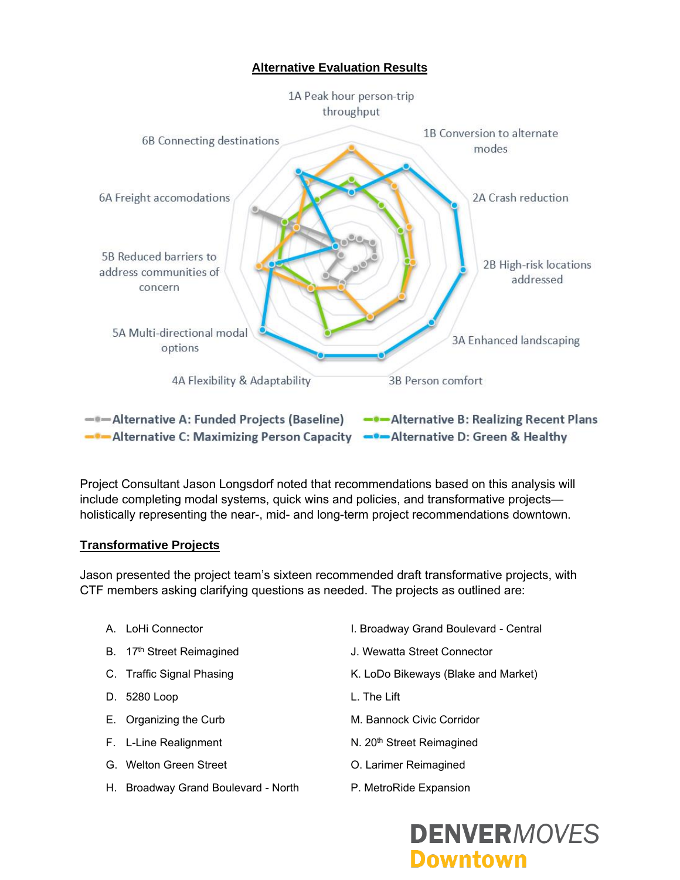## Alternative Evaluation Results

1A Peak hour person-trip throughput

1B Conversion to alternate modes

2A Crash reduction

2B High-risk locations addressed

3A Enhanced landscaping

3B Person comfort

4A Flexibility & Adaptability

5A Multi-directional modal options

5B Reduced barriers to address communities of concern

6A Freight accomodations

6B Connecting destinations

Alternative A: Funded Projects (Baseline) | Alternative B: Realizing Recent Plans | Alternative C: Maximizing Person Capacity | Alternative D: Green & Healthy

Project Consultant Jason Longsdorf noted that recommendations based on this analysis will include completing modal systems, quick wins and policies, and transformative projects—holistically representing the near-, mid- and long-term project recommendations downtown.

## Transformative Projects

Jason presented the project team's sixteen recommended draft transformative projects, with CTF members asking clarifying questions as needed. The projects as outlined are:

A. LoHi Connector
B. 17th Street Reimagined
C. Traffic Signal Phasing
D. 5280 Loop
E. Organizing the Curb
F. L-Line Realignment
G. Welton Green Street
H. Broadway Grand Boulevard - North
I. Broadway Grand Boulevard - Central
J. Wewatta Street Connector
K. LoDo Bikeways (Blake and Market)
L. The Lift
M. Bannock Civic Corridor
N. 20th Street Reimagined
O. Larimer Reimagined
P. MetroRide Expansion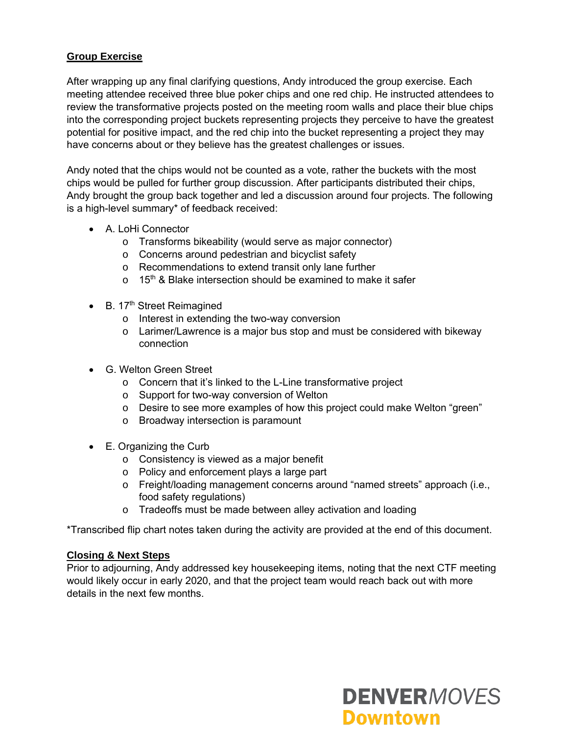## Group Exercise

After wrapping up any final clarifying questions, Andy introduced the group exercise. Each meeting attendee received three blue poker chips and one red chip. He instructed attendees to review the transformative projects posted on the meeting room walls and place their blue chips into the corresponding project buckets representing projects they perceive to have the greatest potential for positive impact, and the red chip into the bucket representing a project they may have concerns about or they believe has the greatest challenges or issues.

Andy noted that the chips would not be counted as a vote, rather the buckets with the most chips would be pulled for further group discussion. After participants distributed their chips, Andy brought the group back together and led a discussion around four projects. The following is a high-level summary* of feedback received:

- A. LoHi Connector
  - Transforms bikeability (would serve as major connector)
  - Concerns around pedestrian and bicyclist safety
  - Recommendations to extend transit only lane further
  - 15th & Blake intersection should be examined to make it safer
- B. 17th Street Reimagined
  - Interest in extending the two-way conversion
  - Larimer/Lawrence is a major bus stop and must be considered with bikeway connection
- G. Welton Green Street
  - Concern that it's linked to the L-Line transformative project
  - Support for two-way conversion of Welton
  - Desire to see more examples of how this project could make Welton "green"
  - Broadway intersection is paramount
- E. Organizing the Curb
  - Consistency is viewed as a major benefit
  - Policy and enforcement plays a large part
  - Freight/loading management concerns around "named streets" approach (i.e., food safety regulations)
  - Tradeoffs must be made between alley activation and loading

*Transcribed flip chart notes taken during the activity are provided at the end of this document.

## Closing & Next Steps

Prior to adjourning, Andy addressed key housekeeping items, noting that the next CTF meeting would likely occur in early 2020, and that the project team would reach back out with more details in the next few months.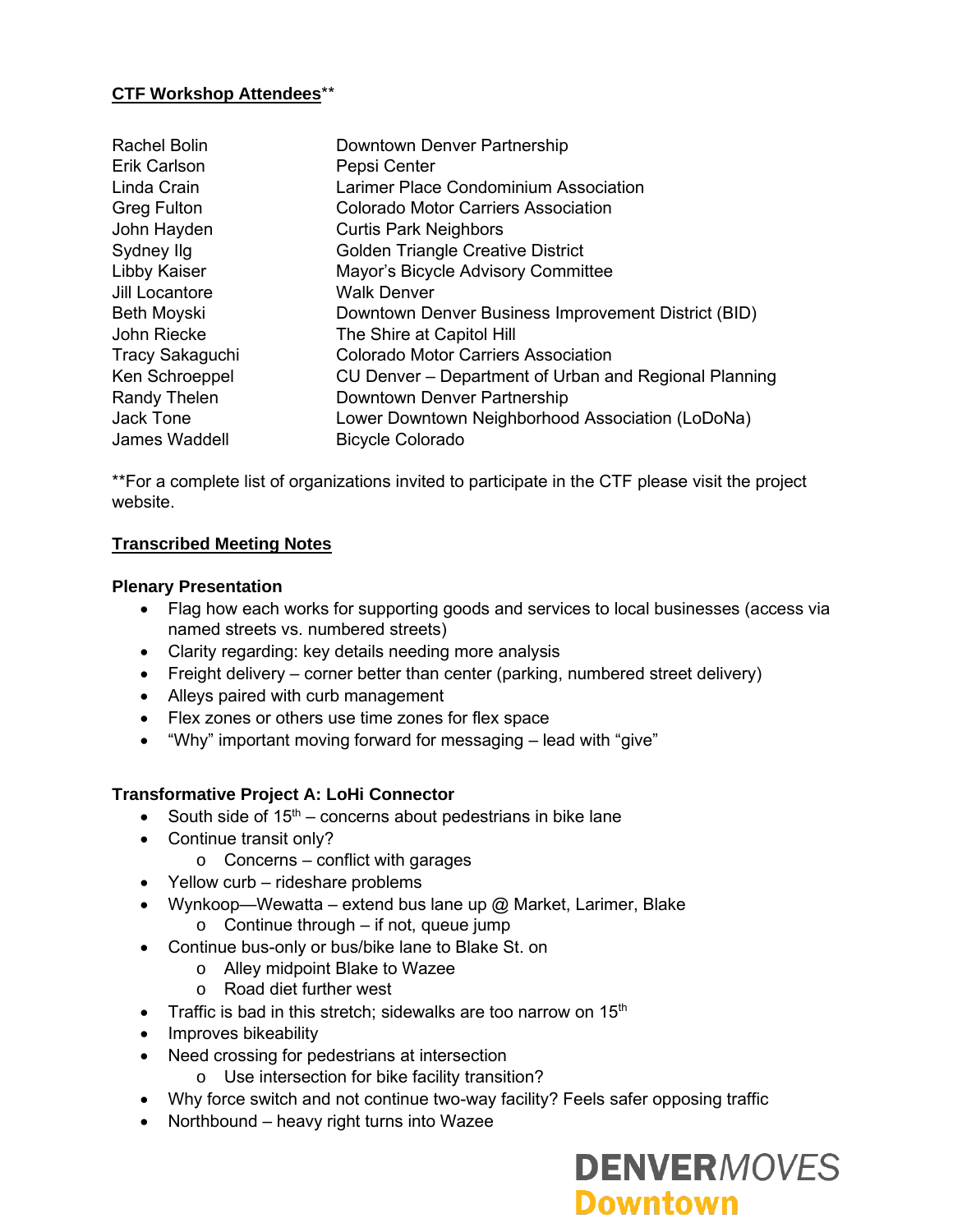**CTF Workshop Attendees****

| | |
|---|---|
| Rachel Bolin | Downtown Denver Partnership |
| Erik Carlson | Pepsi Center |
| Linda Crain | Larimer Place Condominium Association |
| Greg Fulton | Colorado Motor Carriers Association |
| John Hayden | Curtis Park Neighbors |
| Sydney Ilg | Golden Triangle Creative District |
| Libby Kaiser | Mayor's Bicycle Advisory Committee |
| Jill Locantore | Walk Denver |
| Beth Moyski | Downtown Denver Business Improvement District (BID) |
| John Riecke | The Shire at Capitol Hill |
| Tracy Sakaguchi | Colorado Motor Carriers Association |
| Ken Schroeppel | CU Denver – Department of Urban and Regional Planning |
| Randy Thelen | Downtown Denver Partnership |
| Jack Tone | Lower Downtown Neighborhood Association (LoDoNa) |
| James Waddell | Bicycle Colorado |

**For a complete list of organizations invited to participate in the CTF please visit the project website.

**Transcribed Meeting Notes**

**Plenary Presentation**

- Flag how each works for supporting goods and services to local businesses (access via named streets vs. numbered streets)
- Clarity regarding: key details needing more analysis
- Freight delivery – corner better than center (parking, numbered street delivery)
- Alleys paired with curb management
- Flex zones or others use time zones for flex space
- "Why" important moving forward for messaging – lead with "give"

**Transformative Project A: LoHi Connector**

- South side of 15th – concerns about pedestrians in bike lane
- Continue transit only?
  - Concerns – conflict with garages
- Yellow curb – rideshare problems
- Wynkoop—Wewatta – extend bus lane up @ Market, Larimer, Blake
  - Continue through – if not, queue jump
- Continue bus-only or bus/bike lane to Blake St. on
  - Alley midpoint Blake to Wazee
  - Road diet further west
- Traffic is bad in this stretch; sidewalks are too narrow on 15th
- Improves bikeability
- Need crossing for pedestrians at intersection
  - Use intersection for bike facility transition?
- Why force switch and not continue two-way facility? Feels safer opposing traffic
- Northbound – heavy right turns into Wazee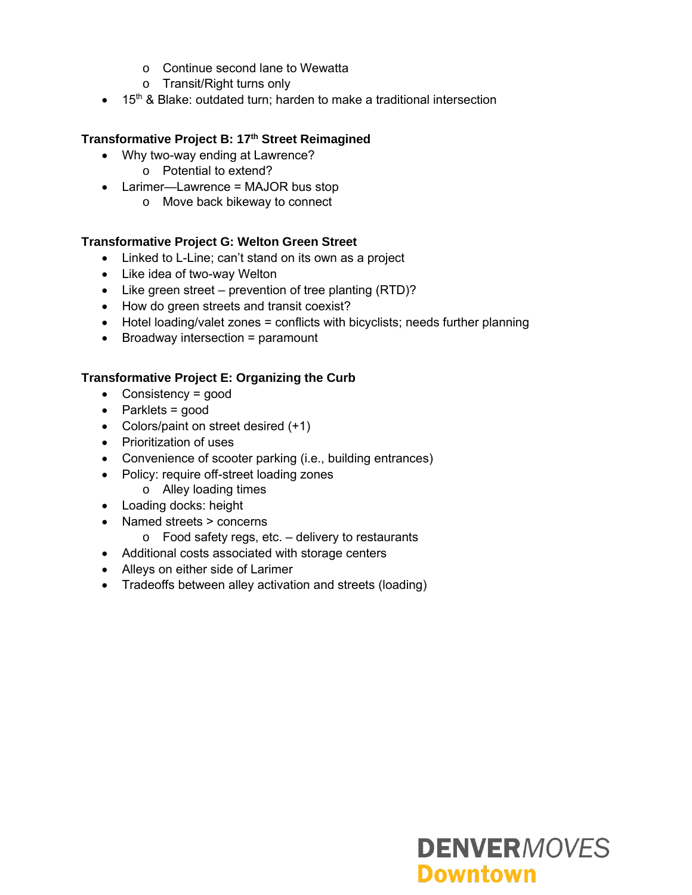- Continue second lane to Wewatta
    - Transit/Right turns only
- 15th & Blake: outdated turn; harden to make a traditional intersection

**Transformative Project B: 17th Street Reimagined**

- Why two-way ending at Lawrence?
    - Potential to extend?
- Larimer—Lawrence = MAJOR bus stop
    - Move back bikeway to connect

**Transformative Project G: Welton Green Street**

- Linked to L-Line; can't stand on its own as a project
- Like idea of two-way Welton
- Like green street – prevention of tree planting (RTD)?
- How do green streets and transit coexist?
- Hotel loading/valet zones = conflicts with bicyclists; needs further planning
- Broadway intersection = paramount

**Transformative Project E: Organizing the Curb**

- Consistency = good
- Parklets = good
- Colors/paint on street desired (+1)
- Prioritization of uses
- Convenience of scooter parking (i.e., building entrances)
- Policy: require off-street loading zones
    - Alley loading times
- Loading docks: height
- Named streets > concerns
    - Food safety regs, etc. – delivery to restaurants
- Additional costs associated with storage centers
- Alleys on either side of Larimer
- Tradeoffs between alley activation and streets (loading)